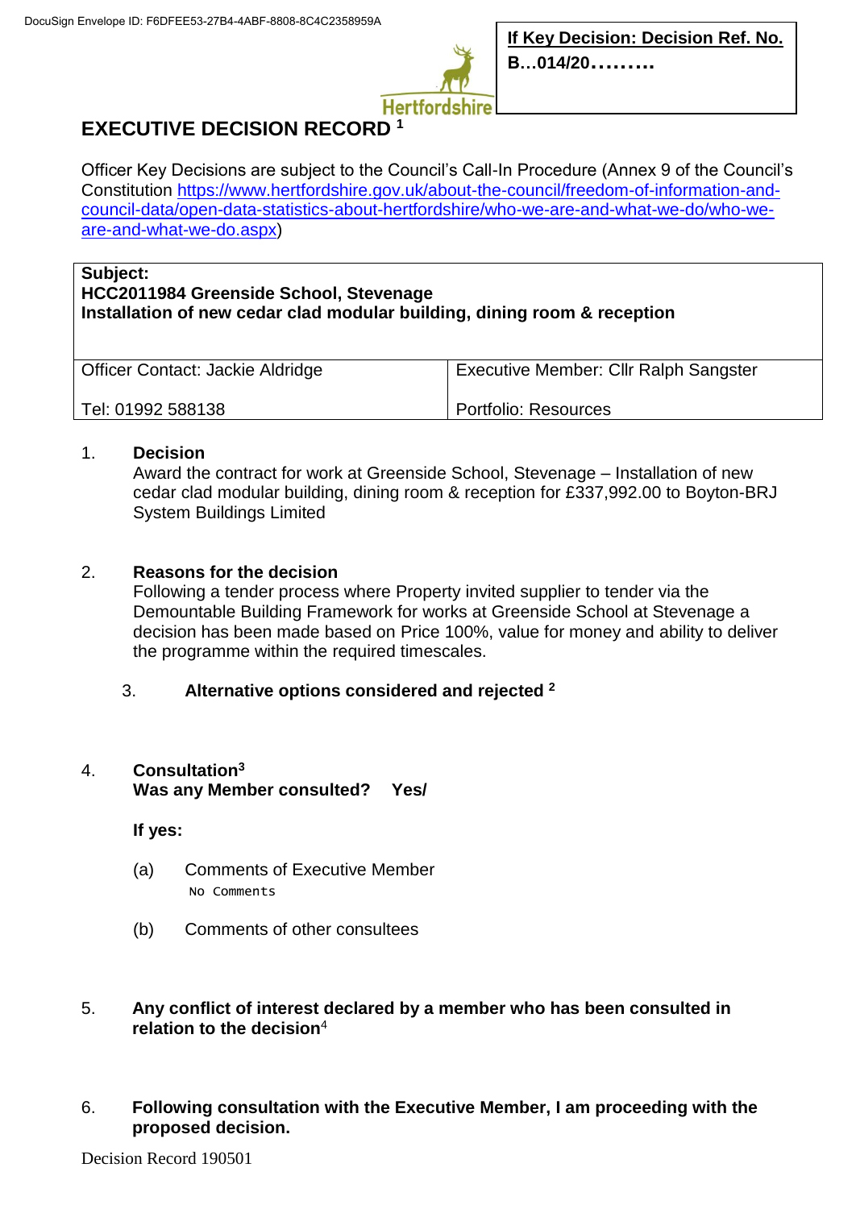DocuSign Envelope ID: F6DFEE53-27B4-4ABF-8808-8C4C2358959A

**If Key Decision: Decision Ref. No.**
**B…014/20………**

Hertfordshire

# EXECUTIVE DECISION RECORD [1]

Officer Key Decisions are subject to the Council's Call-In Procedure (Annex 9 of the Council's Constitution https://www.hertfordshire.gov.uk/about-the-council/freedom-of-information-and-council-data/open-data-statistics-about-hertfordshire/who-we-are-and-what-we-do/who-we-are-and-what-we-do.aspx)

| **Subject:** **HCC2011984 Greenside School, Stevenage** **Installation of new cedar clad modular building, dining room & reception** | |
|---|---|
| Officer Contact: Jackie Aldridge | Executive Member: Cllr Ralph Sangster |
| Tel: 01992 588138 | Portfolio: Resources |

1. **Decision**
   Award the contract for work at Greenside School, Stevenage – Installation of new cedar clad modular building, dining room & reception for £337,992.00 to Boyton-BRJ System Buildings Limited

2. **Reasons for the decision**
   Following a tender process where Property invited supplier to tender via the Demountable Building Framework for works at Greenside School at Stevenage a decision has been made based on Price 100%, value for money and ability to deliver the programme within the required timescales.

3. **Alternative options considered and rejected [2]**

4. **Consultation[3]**
   **Was any Member consulted? Yes/**

   **If yes:**

   (a) Comments of Executive Member
   No Comments

   (b) Comments of other consultees

5. **Any conflict of interest declared by a member who has been consulted in relation to the decision**[4]

6. **Following consultation with the Executive Member, I am proceeding with the proposed decision.**

Decision Record 190501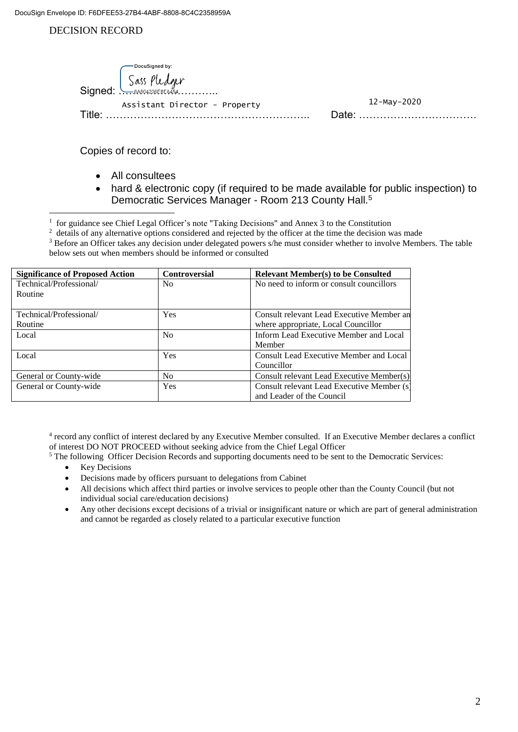DocuSign Envelope ID: F6DFEE53-27B4-4ABF-8808-8C4C2358959A

DECISION RECORD

Signed: Sass Pledger (DocuSigned by: 6A80420BE8EA454)

Title: Assistant Director - Property    Date: 12-May-2020

Copies of record to:

- All consultees
- hard & electronic copy (if required to be made available for public inspection) to Democratic Services Manager - Room 213 County Hall.[5]

[1] for guidance see Chief Legal Officer's note "Taking Decisions" and Annex 3 to the Constitution

[2] details of any alternative options considered and rejected by the officer at the time the decision was made

[3] Before an Officer takes any decision under delegated powers s/he must consider whether to involve Members. The table below sets out when members should be informed or consulted

| Significance of Proposed Action | Controversial | Relevant Member(s) to be Consulted |
|---|---|---|
| Technical/Professional/ Routine | No | No need to inform or consult councillors |
| Technical/Professional/ Routine | Yes | Consult relevant Lead Executive Member an where appropriate, Local Councillor |
| Local | No | Inform Lead Executive Member and Local Member |
| Local | Yes | Consult Lead Executive Member and Local Councillor |
| General or County-wide | No | Consult relevant Lead Executive Member(s) |
| General or County-wide | Yes | Consult relevant Lead Executive Member (s) and Leader of the Council |

[4] record any conflict of interest declared by any Executive Member consulted. If an Executive Member declares a conflict of interest DO NOT PROCEED without seeking advice from the Chief Legal Officer

[5] The following Officer Decision Records and supporting documents need to be sent to the Democratic Services:

- Key Decisions
- Decisions made by officers pursuant to delegations from Cabinet
- All decisions which affect third parties or involve services to people other than the County Council (but not individual social care/education decisions)
- Any other decisions except decisions of a trivial or insignificant nature or which are part of general administration and cannot be regarded as closely related to a particular executive function